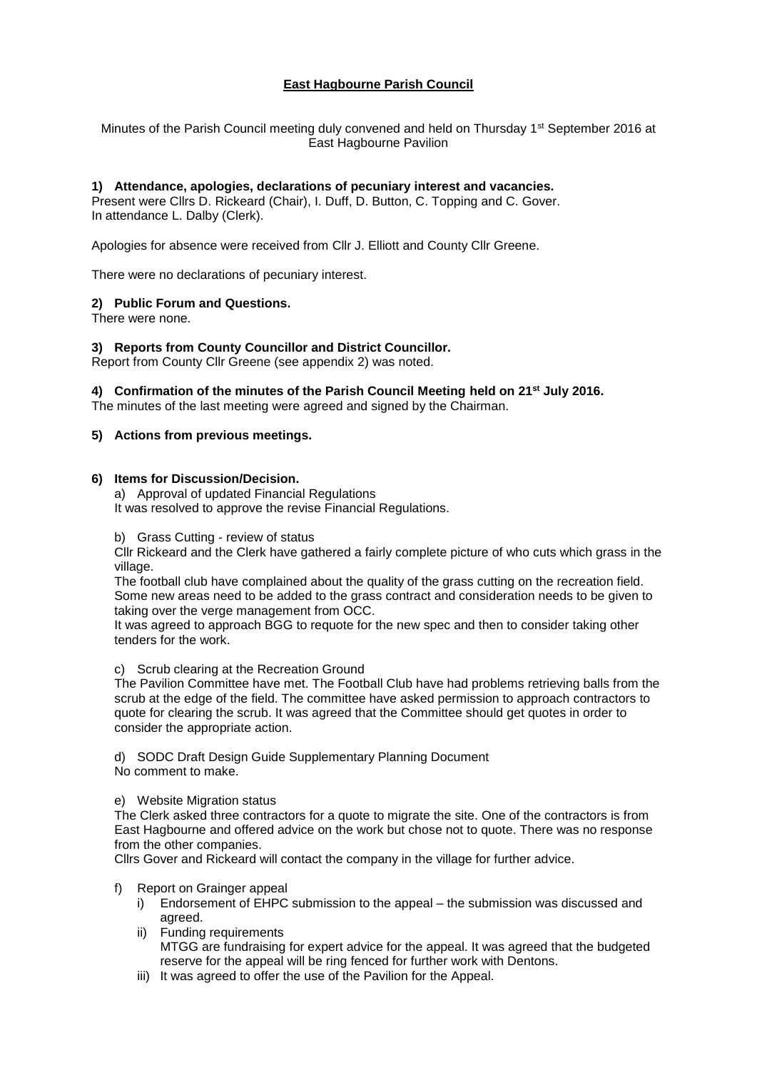# East Hagbourne Parish Council

Minutes of the Parish Council meeting duly convened and held on Thursday 1st September 2016 at East Hagbourne Pavilion

## 1) Attendance, apologies, declarations of pecuniary interest and vacancies.

Present were Cllrs D. Rickeard (Chair), I. Duff, D. Button, C. Topping and C. Gover.
In attendance L. Dalby (Clerk).

Apologies for absence were received from Cllr J. Elliott and County Cllr Greene.

There were no declarations of pecuniary interest.

## 2) Public Forum and Questions.

There were none.

## 3) Reports from County Councillor and District Councillor.

Report from County Cllr Greene (see appendix 2) was noted.

## 4) Confirmation of the minutes of the Parish Council Meeting held on 21st July 2016.

The minutes of the last meeting were agreed and signed by the Chairman.

## 5) Actions from previous meetings.

## 6) Items for Discussion/Decision.

a) Approval of updated Financial Regulations

It was resolved to approve the revise Financial Regulations.

b) Grass Cutting - review of status

Cllr Rickeard and the Clerk have gathered a fairly complete picture of who cuts which grass in the village.

The football club have complained about the quality of the grass cutting on the recreation field. Some new areas need to be added to the grass contract and consideration needs to be given to taking over the verge management from OCC.

It was agreed to approach BGG to requote for the new spec and then to consider taking other tenders for the work.

c) Scrub clearing at the Recreation Ground

The Pavilion Committee have met. The Football Club have had problems retrieving balls from the scrub at the edge of the field. The committee have asked permission to approach contractors to quote for clearing the scrub. It was agreed that the Committee should get quotes in order to consider the appropriate action.

d) SODC Draft Design Guide Supplementary Planning Document

No comment to make.

e) Website Migration status

The Clerk asked three contractors for a quote to migrate the site. One of the contractors is from East Hagbourne and offered advice on the work but chose not to quote. There was no response from the other companies.

Cllrs Gover and Rickeard will contact the company in the village for further advice.

f) Report on Grainger appeal

- i) Endorsement of EHPC submission to the appeal – the submission was discussed and agreed.
- ii) Funding requirements
  MTGG are fundraising for expert advice for the appeal. It was agreed that the budgeted reserve for the appeal will be ring fenced for further work with Dentons.
- iii) It was agreed to offer the use of the Pavilion for the Appeal.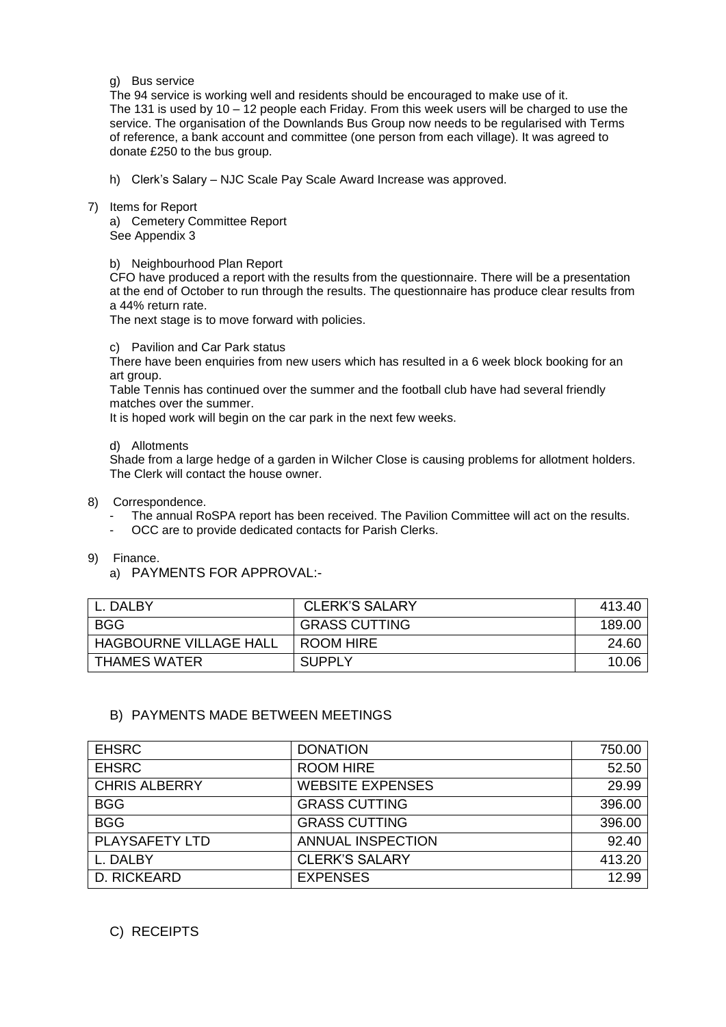g) Bus service

The 94 service is working well and residents should be encouraged to make use of it.
The 131 is used by 10 – 12 people each Friday. From this week users will be charged to use the service. The organisation of the Downlands Bus Group now needs to be regularised with Terms of reference, a bank account and committee (one person from each village). It was agreed to donate £250 to the bus group.

h) Clerk's Salary – NJC Scale Pay Scale Award Increase was approved.

7) Items for Report

a) Cemetery Committee Report
See Appendix 3

b) Neighbourhood Plan Report
CFO have produced a report with the results from the questionnaire. There will be a presentation at the end of October to run through the results. The questionnaire has produce clear results from a 44% return rate.
The next stage is to move forward with policies.

c) Pavilion and Car Park status
There have been enquiries from new users which has resulted in a 6 week block booking for an art group.
Table Tennis has continued over the summer and the football club have had several friendly matches over the summer.
It is hoped work will begin on the car park in the next few weeks.

d) Allotments
Shade from a large hedge of a garden in Wilcher Close is causing problems for allotment holders. The Clerk will contact the house owner.

8) Correspondence.

- The annual RoSPA report has been received. The Pavilion Committee will act on the results.
- OCC are to provide dedicated contacts for Parish Clerks.

9) Finance.

a) PAYMENTS FOR APPROVAL:-

| | | |
|---|---|---|
| L. DALBY | CLERK'S SALARY | 413.40 |
| BGG | GRASS CUTTING | 189.00 |
| HAGBOURNE VILLAGE HALL | ROOM HIRE | 24.60 |
| THAMES WATER | SUPPLY | 10.06 |

B) PAYMENTS MADE BETWEEN MEETINGS

| | | |
|---|---|---|
| EHSRC | DONATION | 750.00 |
| EHSRC | ROOM HIRE | 52.50 |
| CHRIS ALBERRY | WEBSITE EXPENSES | 29.99 |
| BGG | GRASS CUTTING | 396.00 |
| BGG | GRASS CUTTING | 396.00 |
| PLAYSAFETY LTD | ANNUAL INSPECTION | 92.40 |
| L. DALBY | CLERK'S SALARY | 413.20 |
| D. RICKEARD | EXPENSES | 12.99 |

C) RECEIPTS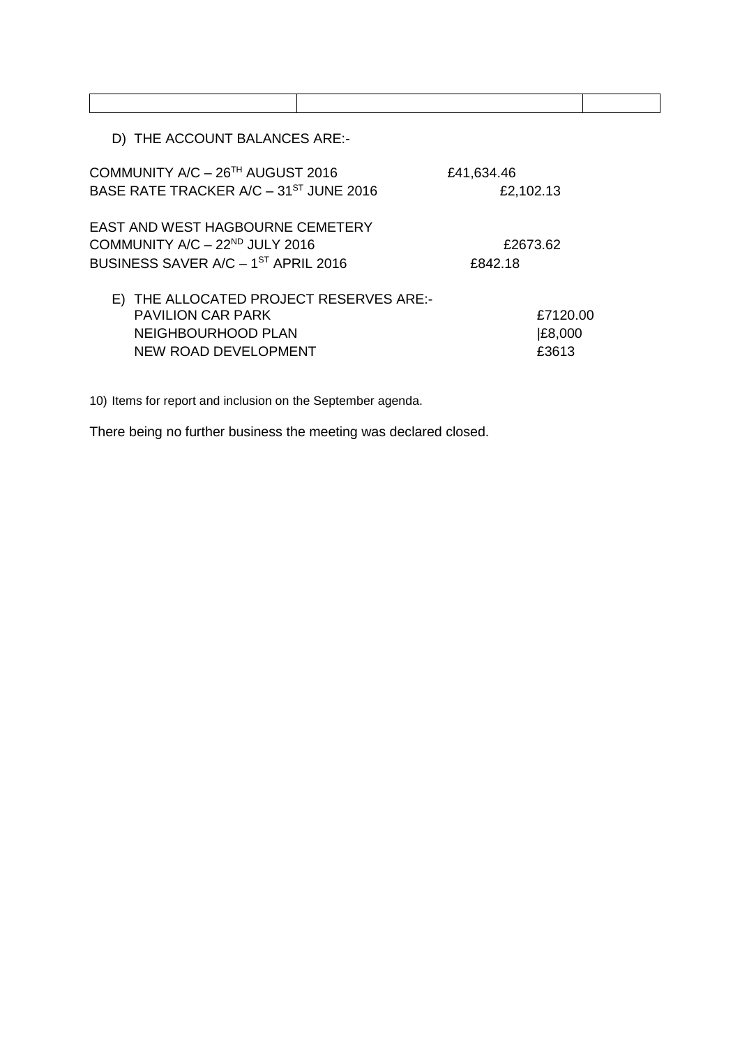| | | |
|---|---|---|
| | | |

D) THE ACCOUNT BALANCES ARE:-

COMMUNITY A/C – 26TH AUGUST 2016 £41,634.46
BASE RATE TRACKER A/C – 31ST JUNE 2016 £2,102.13

EAST AND WEST HAGBOURNE CEMETERY
COMMUNITY A/C – 22ND JULY 2016 £2673.62
BUSINESS SAVER A/C – 1ST APRIL 2016 £842.18

E) THE ALLOCATED PROJECT RESERVES ARE:-
PAVILION CAR PARK £7120.00
NEIGHBOURHOOD PLAN |£8,000
NEW ROAD DEVELOPMENT £3613

10) Items for report and inclusion on the September agenda.

There being no further business the meeting was declared closed.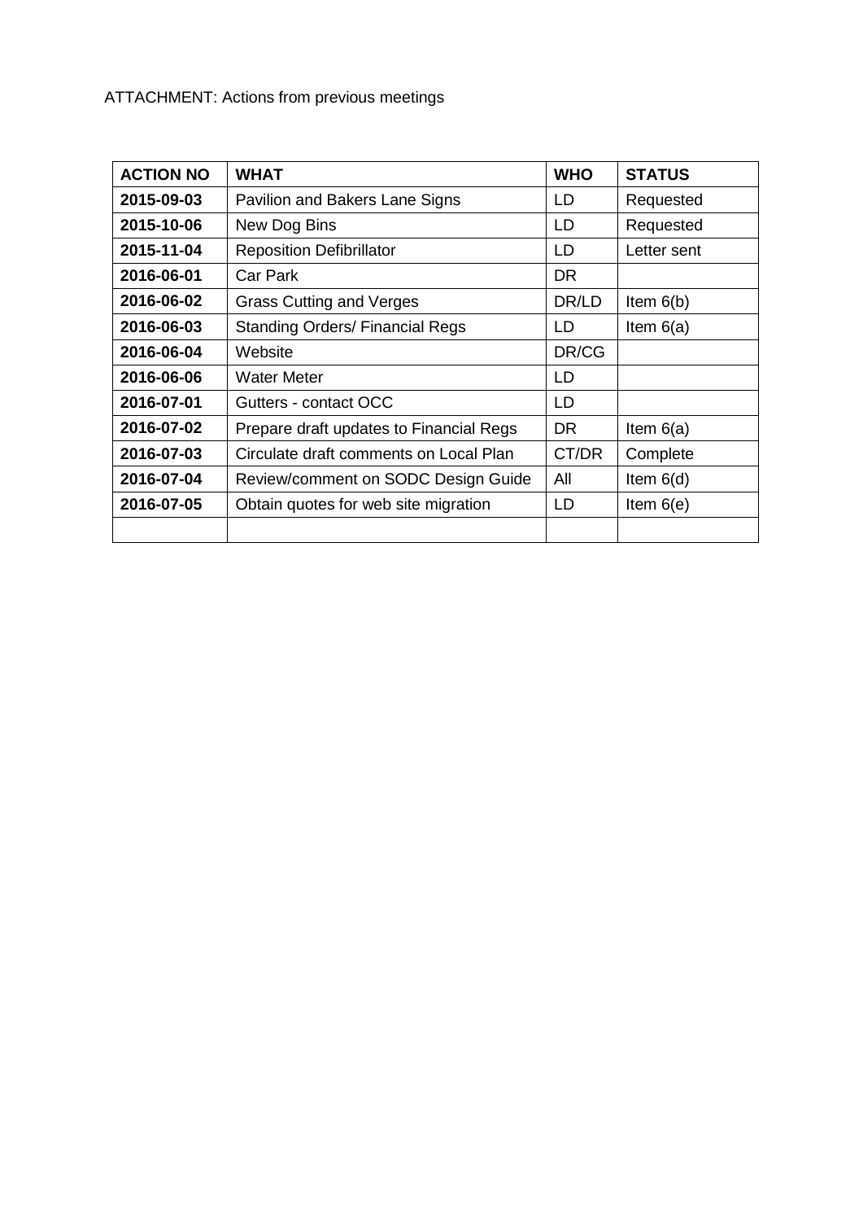ATTACHMENT: Actions from previous meetings

| ACTION NO | WHAT | WHO | STATUS |
|---|---|---|---|
| **2015-09-03** | Pavilion and Bakers Lane Signs | LD | Requested |
| **2015-10-06** | New Dog Bins | LD | Requested |
| **2015-11-04** | Reposition Defibrillator | LD | Letter sent |
| **2016-06-01** | Car Park | DR | |
| **2016-06-02** | Grass Cutting and Verges | DR/LD | Item 6(b) |
| **2016-06-03** | Standing Orders/ Financial Regs | LD | Item 6(a) |
| **2016-06-04** | Website | DR/CG | |
| **2016-06-06** | Water Meter | LD | |
| **2016-07-01** | Gutters - contact OCC | LD | |
| **2016-07-02** | Prepare draft updates to Financial Regs | DR | Item 6(a) |
| **2016-07-03** | Circulate draft comments on Local Plan | CT/DR | Complete |
| **2016-07-04** | Review/comment on SODC Design Guide | All | Item 6(d) |
| **2016-07-05** | Obtain quotes for web site migration | LD | Item 6(e) |
| | | | |